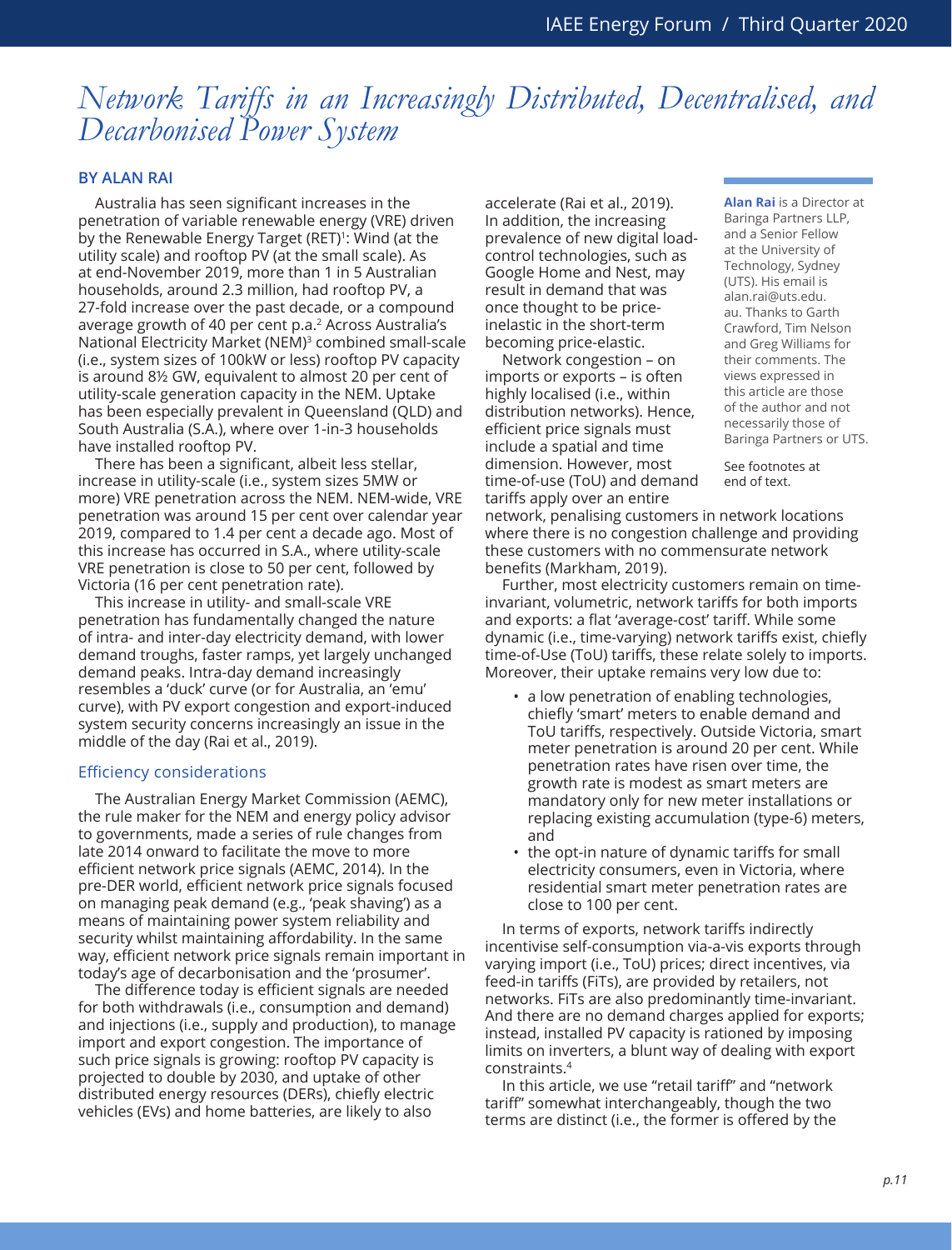# *Network Tariffs in an Increasingly Distributed, Decentralised, and Decarbonised Power System*

**BY ALAN RAI**

**Alan Rai** is a Director at Baringa Partners LLP, and a Senior Fellow at the University of Technology, Sydney (UTS). His email is alan.rai@uts.edu.au. Thanks to Garth Crawford, Tim Nelson and Greg Williams for their comments. The views expressed in this article are those of the author and not necessarily those of Baringa Partners or UTS.

See footnotes at end of text.

Australia has seen significant increases in the penetration of variable renewable energy (VRE) driven by the Renewable Energy Target (RET)[1]: Wind (at the utility scale) and rooftop PV (at the small scale). As at end-November 2019, more than 1 in 5 Australian households, around 2.3 million, had rooftop PV, a 27-fold increase over the past decade, or a compound average growth of 40 per cent p.a.[2] Across Australia's National Electricity Market (NEM)[3] combined small-scale (i.e., system sizes of 100kW or less) rooftop PV capacity is around 8½ GW, equivalent to almost 20 per cent of utility-scale generation capacity in the NEM. Uptake has been especially prevalent in Queensland (QLD) and South Australia (S.A.), where over 1-in-3 households have installed rooftop PV.

There has been a significant, albeit less stellar, increase in utility-scale (i.e., system sizes 5MW or more) VRE penetration across the NEM. NEM-wide, VRE penetration was around 15 per cent over calendar year 2019, compared to 1.4 per cent a decade ago. Most of this increase has occurred in S.A., where utility-scale VRE penetration is close to 50 per cent, followed by Victoria (16 per cent penetration rate).

This increase in utility- and small-scale VRE penetration has fundamentally changed the nature of intra- and inter-day electricity demand, with lower demand troughs, faster ramps, yet largely unchanged demand peaks. Intra-day demand increasingly resembles a 'duck' curve (or for Australia, an 'emu' curve), with PV export congestion and export-induced system security concerns increasingly an issue in the middle of the day (Rai et al., 2019).

## Efficiency considerations

The Australian Energy Market Commission (AEMC), the rule maker for the NEM and energy policy advisor to governments, made a series of rule changes from late 2014 onward to facilitate the move to more efficient network price signals (AEMC, 2014). In the pre-DER world, efficient network price signals focused on managing peak demand (e.g., 'peak shaving') as a means of maintaining power system reliability and security whilst maintaining affordability. In the same way, efficient network price signals remain important in today's age of decarbonisation and the 'prosumer'.

The difference today is efficient signals are needed for both withdrawals (i.e., consumption and demand) and injections (i.e., supply and production), to manage import and export congestion. The importance of such price signals is growing: rooftop PV capacity is projected to double by 2030, and uptake of other distributed energy resources (DERs), chiefly electric vehicles (EVs) and home batteries, are likely to also accelerate (Rai et al., 2019). In addition, the increasing prevalence of new digital load-control technologies, such as Google Home and Nest, may result in demand that was once thought to be price-inelastic in the short-term becoming price-elastic.

Network congestion – on imports or exports – is often highly localised (i.e., within distribution networks). Hence, efficient price signals must include a spatial and time dimension. However, most time-of-use (ToU) and demand tariffs apply over an entire network, penalising customers in network locations where there is no congestion challenge and providing these customers with no commensurate network benefits (Markham, 2019).

Further, most electricity customers remain on time-invariant, volumetric, network tariffs for both imports and exports: a flat 'average-cost' tariff. While some dynamic (i.e., time-varying) network tariffs exist, chiefly time-of-Use (ToU) tariffs, these relate solely to imports. Moreover, their uptake remains very low due to:

- a low penetration of enabling technologies, chiefly 'smart' meters to enable demand and ToU tariffs, respectively. Outside Victoria, smart meter penetration is around 20 per cent. While penetration rates have risen over time, the growth rate is modest as smart meters are mandatory only for new meter installations or replacing existing accumulation (type-6) meters, and
- the opt-in nature of dynamic tariffs for small electricity consumers, even in Victoria, where residential smart meter penetration rates are close to 100 per cent.

In terms of exports, network tariffs indirectly incentivise self-consumption via-a-vis exports through varying import (i.e., ToU) prices; direct incentives, via feed-in tariffs (FiTs), are provided by retailers, not networks. FiTs are also predominantly time-invariant. And there are no demand charges applied for exports; instead, installed PV capacity is rationed by imposing limits on inverters, a blunt way of dealing with export constraints.[4]

In this article, we use "retail tariff" and "network tariff" somewhat interchangeably, though the two terms are distinct (i.e., the former is offered by the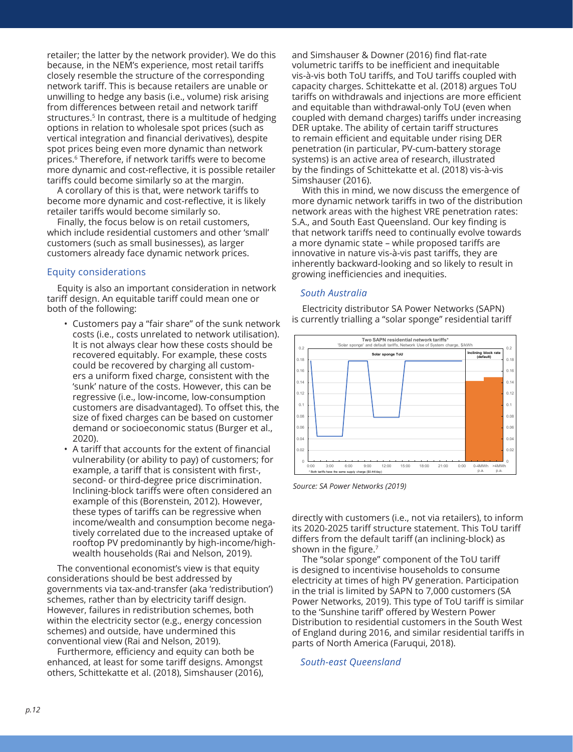retailer; the latter by the network provider). We do this because, in the NEM's experience, most retail tariffs closely resemble the structure of the corresponding network tariff. This is because retailers are unable or unwilling to hedge any basis (i.e., volume) risk arising from differences between retail and network tariff structures.[5] In contrast, there is a multitude of hedging options in relation to wholesale spot prices (such as vertical integration and financial derivatives), despite spot prices being even more dynamic than network prices.[6] Therefore, if network tariffs were to become more dynamic and cost-reflective, it is possible retailer tariffs could become similarly so at the margin.

A corollary of this is that, were network tariffs to become more dynamic and cost-reflective, it is likely retailer tariffs would become similarly so.

Finally, the focus below is on retail customers, which include residential customers and other 'small' customers (such as small businesses), as larger customers already face dynamic network prices.

## Equity considerations

Equity is also an important consideration in network tariff design. An equitable tariff could mean one or both of the following:

- Customers pay a "fair share" of the sunk network costs (i.e., costs unrelated to network utilisation). It is not always clear how these costs should be recovered equitably. For example, these costs could be recovered by charging all customers a uniform fixed charge, consistent with the 'sunk' nature of the costs. However, this can be regressive (i.e., low-income, low-consumption customers are disadvantaged). To offset this, the size of fixed charges can be based on customer demand or socioeconomic status (Burger et al., 2020).
- A tariff that accounts for the extent of financial vulnerability (or ability to pay) of customers; for example, a tariff that is consistent with first-, second- or third-degree price discrimination. Inclining-block tariffs were often considered an example of this (Borenstein, 2012). However, these types of tariffs can be regressive when income/wealth and consumption become negatively correlated due to the increased uptake of rooftop PV predominantly by high-income/high-wealth households (Rai and Nelson, 2019).

The conventional economist's view is that equity considerations should be best addressed by governments via tax-and-transfer (aka 'redistribution') schemes, rather than by electricity tariff design. However, failures in redistribution schemes, both within the electricity sector (e.g., energy concession schemes) and outside, have undermined this conventional view (Rai and Nelson, 2019).

Furthermore, efficiency and equity can both be enhanced, at least for some tariff designs. Amongst others, Schittekatte et al. (2018), Simshauser (2016), and Simshauser & Downer (2016) find flat-rate volumetric tariffs to be inefficient and inequitable vis-à-vis both ToU tariffs, and ToU tariffs coupled with capacity charges. Schittekatte et al. (2018) argues ToU tariffs on withdrawals and injections are more efficient and equitable than withdrawal-only ToU (even when coupled with demand charges) tariffs under increasing DER uptake. The ability of certain tariff structures to remain efficient and equitable under rising DER penetration (in particular, PV-cum-battery storage systems) is an active area of research, illustrated by the findings of Schittekatte et al. (2018) vis-à-vis Simshauser (2016).

With this in mind, we now discuss the emergence of more dynamic network tariffs in two of the distribution network areas with the highest VRE penetration rates: S.A., and South East Queensland. Our key finding is that network tariffs need to continually evolve towards a more dynamic state – while proposed tariffs are innovative in nature vis-à-vis past tariffs, they are inherently backward-looking and so likely to result in growing inefficiencies and inequities.

### *South Australia*

Electricity distributor SA Power Networks (SAPN) is currently trialling a "solar sponge" residential tariff directly with customers (i.e., not via retailers), to inform its 2020-2025 tariff structure statement. This ToU tariff differs from the default tariff (an inclining-block) as shown in the figure.[7]

*Source: SA Power Networks (2019)*

The "solar sponge" component of the ToU tariff is designed to incentivise households to consume electricity at times of high PV generation. Participation in the trial is limited by SAPN to 7,000 customers (SA Power Networks, 2019). This type of ToU tariff is similar to the 'Sunshine tariff' offered by Western Power Distribution to residential customers in the South West of England during 2016, and similar residential tariffs in parts of North America (Faruqui, 2018).

### *South-east Queensland*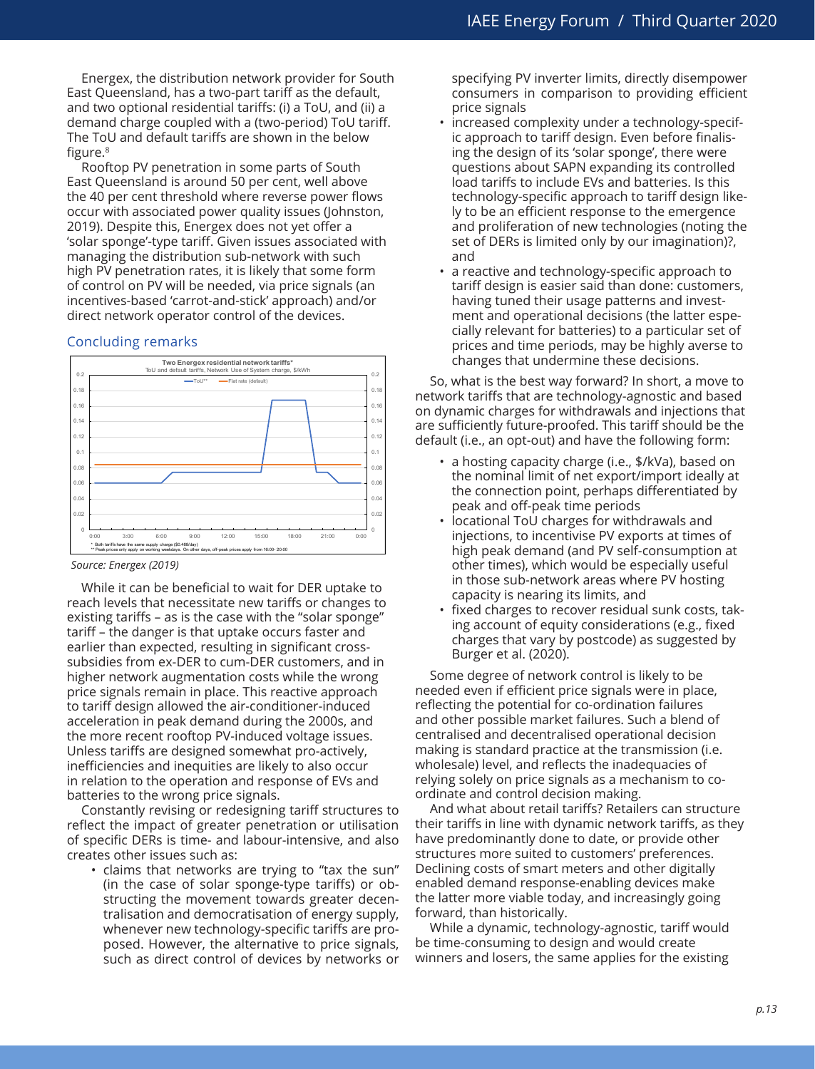Energex, the distribution network provider for South East Queensland, has a two-part tariff as the default, and two optional residential tariffs: (i) a ToU, and (ii) a demand charge coupled with a (two-period) ToU tariff. The ToU and default tariffs are shown in the below figure.[8]

Rooftop PV penetration in some parts of South East Queensland is around 50 per cent, well above the 40 per cent threshold where reverse power flows occur with associated power quality issues (Johnston, 2019). Despite this, Energex does not yet offer a 'solar sponge'-type tariff. Given issues associated with managing the distribution sub-network with such high PV penetration rates, it is likely that some form of control on PV will be needed, via price signals (an incentives-based 'carrot-and-stick' approach) and/or direct network operator control of the devices.

## Concluding remarks

**Two Energex residential network tariffs***

ToU and default tariffs, Network Use of System charge, $/kWh

\* Both tariffs have the same supply charge ($0.488/day)

\*\* Peak prices only apply on working weekdays. On other days, off-peak prices apply from 16:00- 20:00

*Source: Energex (2019)*

While it can be beneficial to wait for DER uptake to reach levels that necessitate new tariffs or changes to existing tariffs – as is the case with the "solar sponge" tariff – the danger is that uptake occurs faster and earlier than expected, resulting in significant cross-subsidies from ex-DER to cum-DER customers, and in higher network augmentation costs while the wrong price signals remain in place. This reactive approach to tariff design allowed the air-conditioner-induced acceleration in peak demand during the 2000s, and the more recent rooftop PV-induced voltage issues. Unless tariffs are designed somewhat pro-actively, inefficiencies and inequities are likely to also occur in relation to the operation and response of EVs and batteries to the wrong price signals.

Constantly revising or redesigning tariff structures to reflect the impact of greater penetration or utilisation of specific DERs is time- and labour-intensive, and also creates other issues such as:

- claims that networks are trying to "tax the sun" (in the case of solar sponge-type tariffs) or obstructing the movement towards greater decentralisation and democratisation of energy supply, whenever new technology-specific tariffs are proposed. However, the alternative to price signals, such as direct control of devices by networks or specifying PV inverter limits, directly disempower consumers in comparison to providing efficient price signals
- increased complexity under a technology-specific approach to tariff design. Even before finalising the design of its 'solar sponge', there were questions about SAPN expanding its controlled load tariffs to include EVs and batteries. Is this technology-specific approach to tariff design likely to be an efficient response to the emergence and proliferation of new technologies (noting the set of DERs is limited only by our imagination)?, and
- a reactive and technology-specific approach to tariff design is easier said than done: customers, having tuned their usage patterns and investment and operational decisions (the latter especially relevant for batteries) to a particular set of prices and time periods, may be highly averse to changes that undermine these decisions.

So, what is the best way forward? In short, a move to network tariffs that are technology-agnostic and based on dynamic charges for withdrawals and injections that are sufficiently future-proofed. This tariff should be the default (i.e., an opt-out) and have the following form:

- a hosting capacity charge (i.e., $/kVa), based on the nominal limit of net export/import ideally at the connection point, perhaps differentiated by peak and off-peak time periods
- locational ToU charges for withdrawals and injections, to incentivise PV exports at times of high peak demand (and PV self-consumption at other times), which would be especially useful in those sub-network areas where PV hosting capacity is nearing its limits, and
- fixed charges to recover residual sunk costs, taking account of equity considerations (e.g., fixed charges that vary by postcode) as suggested by Burger et al. (2020).

Some degree of network control is likely to be needed even if efficient price signals were in place, reflecting the potential for co-ordination failures and other possible market failures. Such a blend of centralised and decentralised operational decision making is standard practice at the transmission (i.e. wholesale) level, and reflects the inadequacies of relying solely on price signals as a mechanism to co-ordinate and control decision making.

And what about retail tariffs? Retailers can structure their tariffs in line with dynamic network tariffs, as they have predominantly done to date, or provide other structures more suited to customers' preferences. Declining costs of smart meters and other digitally enabled demand response-enabling devices make the latter more viable today, and increasingly going forward, than historically.

While a dynamic, technology-agnostic, tariff would be time-consuming to design and would create winners and losers, the same applies for the existing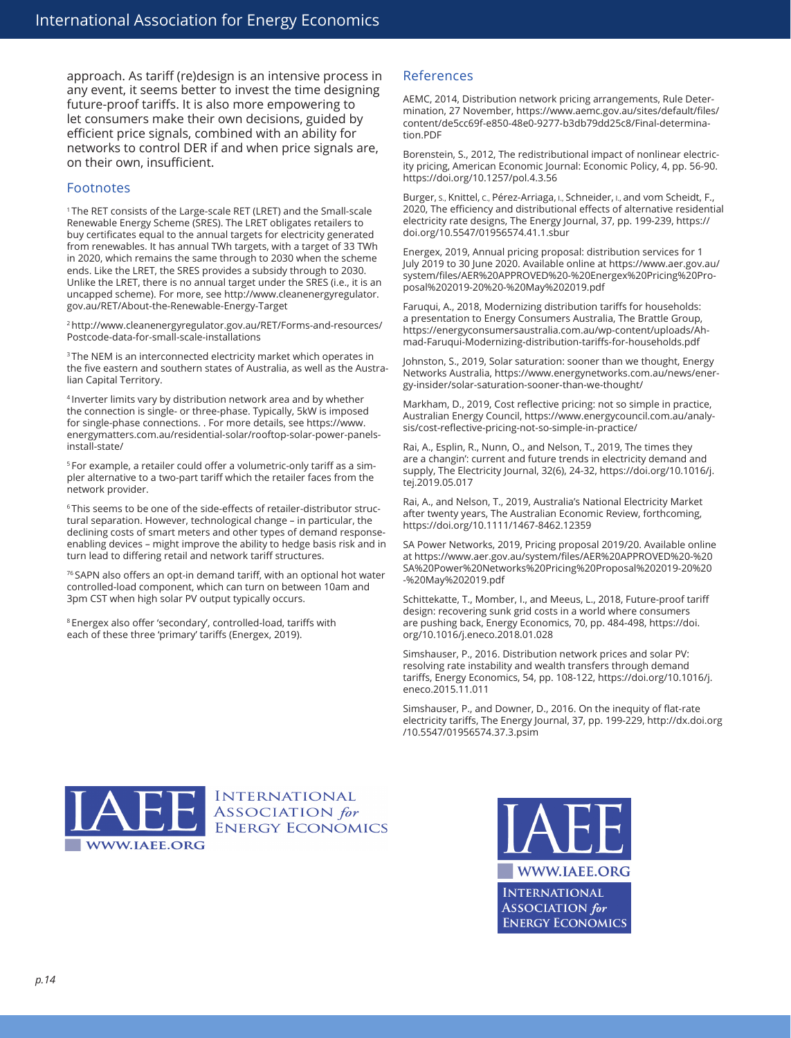approach. As tariff (re)design is an intensive process in any event, it seems better to invest the time designing future-proof tariffs. It is also more empowering to let consumers make their own decisions, guided by efficient price signals, combined with an ability for networks to control DER if and when price signals are, on their own, insufficient.

## Footnotes

[1] The RET consists of the Large-scale RET (LRET) and the Small-scale Renewable Energy Scheme (SRES). The LRET obligates retailers to buy certificates equal to the annual targets for electricity generated from renewables. It has annual TWh targets, with a target of 33 TWh in 2020, which remains the same through to 2030 when the scheme ends. Like the LRET, the SRES provides a subsidy through to 2030. Unlike the LRET, there is no annual target under the SRES (i.e., it is an uncapped scheme). For more, see http://www.cleanenergyregulator.gov.au/RET/About-the-Renewable-Energy-Target

[2] http://www.cleanenergyregulator.gov.au/RET/Forms-and-resources/Postcode-data-for-small-scale-installations

[3] The NEM is an interconnected electricity market which operates in the five eastern and southern states of Australia, as well as the Australian Capital Territory.

[4] Inverter limits vary by distribution network area and by whether the connection is single- or three-phase. Typically, 5kW is imposed for single-phase connections. . For more details, see https://www.energymatters.com.au/residential-solar/rooftop-solar-power-panels-install-state/

[5] For example, a retailer could offer a volumetric-only tariff as a simpler alternative to a two-part tariff which the retailer faces from the network provider.

[6] This seems to be one of the side-effects of retailer-distributor structural separation. However, technological change – in particular, the declining costs of smart meters and other types of demand response-enabling devices – might improve the ability to hedge basis risk and in turn lead to differing retail and network tariff structures.

[76] SAPN also offers an opt-in demand tariff, with an optional hot water controlled-load component, which can turn on between 10am and 3pm CST when high solar PV output typically occurs.

[8] Energex also offer 'secondary', controlled-load, tariffs with each of these three 'primary' tariffs (Energex, 2019).

## References

AEMC, 2014, Distribution network pricing arrangements, Rule Determination, 27 November, https://www.aemc.gov.au/sites/default/files/content/de5cc69f-e850-48e0-9277-b3db79dd25c8/Final-determination.PDF

Borenstein, S., 2012, The redistributional impact of nonlinear electricity pricing, American Economic Journal: Economic Policy, 4, pp. 56-90. https://doi.org/10.1257/pol.4.3.56

Burger, S., Knittel, C., Pérez-Arriaga, I., Schneider, I., and vom Scheidt, F., 2020, The efficiency and distributional effects of alternative residential electricity rate designs, The Energy Journal, 37, pp. 199-239, https://doi.org/10.5547/01956574.41.1.sbur

Energex, 2019, Annual pricing proposal: distribution services for 1 July 2019 to 30 June 2020. Available online at https://www.aer.gov.au/system/files/AER%20APPROVED%20-%20Energex%20Pricing%20Proposal%202019-20%20-%20May%202019.pdf

Faruqui, A., 2018, Modernizing distribution tariffs for households: a presentation to Energy Consumers Australia, The Brattle Group, https://energyconsumersaustralia.com.au/wp-content/uploads/Ahmad-Faruqui-Modernizing-distribution-tariffs-for-households.pdf

Johnston, S., 2019, Solar saturation: sooner than we thought, Energy Networks Australia, https://www.energynetworks.com.au/news/energy-insider/solar-saturation-sooner-than-we-thought/

Markham, D., 2019, Cost reflective pricing: not so simple in practice, Australian Energy Council, https://www.energycouncil.com.au/analysis/cost-reflective-pricing-not-so-simple-in-practice/

Rai, A., Esplin, R., Nunn, O., and Nelson, T., 2019, The times they are a changin': current and future trends in electricity demand and supply, The Electricity Journal, 32(6), 24-32, https://doi.org/10.1016/j.tej.2019.05.017

Rai, A., and Nelson, T., 2019, Australia's National Electricity Market after twenty years, The Australian Economic Review, forthcoming, https://doi.org/10.1111/1467-8462.12359

SA Power Networks, 2019, Pricing proposal 2019/20. Available online at https://www.aer.gov.au/system/files/AER%20APPROVED%20-%20SA%20Power%20Networks%20Pricing%20Proposal%202019-20%20-%20May%202019.pdf

Schittekatte, T., Momber, I., and Meeus, L., 2018, Future-proof tariff design: recovering sunk grid costs in a world where consumers are pushing back, Energy Economics, 70, pp. 484-498, https://doi.org/10.1016/j.eneco.2018.01.028

Simshauser, P., 2016. Distribution network prices and solar PV: resolving rate instability and wealth transfers through demand tariffs, Energy Economics, 54, pp. 108-122, https://doi.org/10.1016/j.eneco.2015.11.011

Simshauser, P., and Downer, D., 2016. On the inequity of flat-rate electricity tariffs, The Energy Journal, 37, pp. 199-229, http://dx.doi.org/10.5547/01956574.37.3.psim